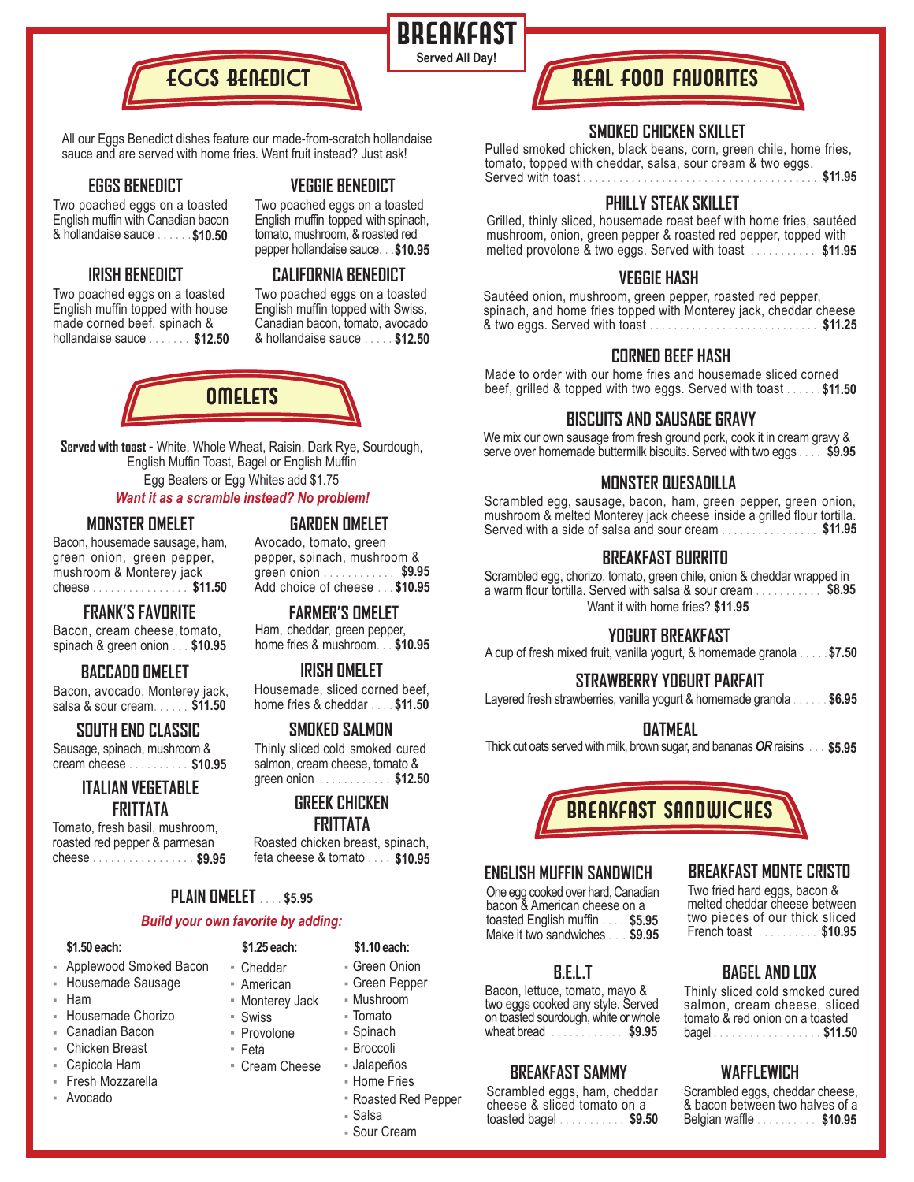# BREAKFAST

**Served All Day!**

## EGGS BENEDICT

All our Eggs Benedict dishes feature our made-from-scratch hollandaise sauce and are served with home fries. Want fruit instead? Just ask!

### EGGS BENEDICT
Two poached eggs on a toasted English muffin with Canadian bacon & hollandaise sauce . . . . . . **$10.50**

### VEGGIE BENEDICT
Two poached eggs on a toasted English muffin topped with spinach, tomato, mushroom, & roasted red pepper hollandaise sauce. . . **$10.95**

### IRISH BENEDICT
Two poached eggs on a toasted English muffin topped with house made corned beef, spinach & hollandaise sauce . . . . . . . **$12.50**

### CALIFORNIA BENEDICT
Two poached eggs on a toasted English muffin topped with Swiss, Canadian bacon, tomato, avocado & hollandaise sauce . . . . . **$12.50**

## OMELETS

**Served with toast -** White, Whole Wheat, Raisin, Dark Rye, Sourdough, English Muffin Toast, Bagel or English Muffin

Egg Beaters or Egg Whites add $1.75

***Want it as a scramble instead? No problem!***

### MONSTER OMELET
Bacon, housemade sausage, ham, green onion, green pepper, mushroom & Monterey jack cheese . . . . . . . . . . . . . . . . **$11.50**

### GARDEN OMELET
Avocado, tomato, green pepper, spinach, mushroom & green onion . . . . . . . . . . . . **$9.95**
Add choice of cheese . . . **$10.95**

### FRANK'S FAVORITE
Bacon, cream cheese, tomato, spinach & green onion . . . **$10.95**

### FARMER'S OMELET
Ham, cheddar, green pepper, home fries & mushroom. . . **$10.95**

### BACCADO OMELET
Bacon, avocado, Monterey jack, salsa & sour cream. . . . . **$11.50**

### IRISH OMELET
Housemade, sliced corned beef, home fries & cheddar . . . . **$11.50**

### SOUTH END CLASSIC
Sausage, spinach, mushroom & cream cheese . . . . . . . . . . **$10.95**

### SMOKED SALMON
Thinly sliced cold smoked cured salmon, cream cheese, tomato & green onion . . . . . . . . . . . . **$12.50**

### ITALIAN VEGETABLE FRITTATA
Tomato, fresh basil, mushroom, roasted red pepper & parmesan cheese . . . . . . . . . . . . . . . . . **$9.95**

### GREEK CHICKEN FRITTATA
Roasted chicken breast, spinach, feta cheese & tomato . . . . **$10.95**

### PLAIN OMELET . . . . $5.95

***Build your own favorite by adding:***

**$1.50 each:**
- Applewood Smoked Bacon
- Housemade Sausage
- Ham
- Housemade Chorizo
- Canadian Bacon
- Chicken Breast
- Capicola Ham
- Fresh Mozzarella
- Avocado

**$1.25 each:**
- Cheddar
- American
- Monterey Jack
- Swiss
- Provolone
- Feta
- Cream Cheese

**$1.10 each:**
- Green Onion
- Green Pepper
- Mushroom
- Tomato
- Spinach
- Broccoli
- Jalapeños
- Home Fries
- Roasted Red Pepper
- Salsa
- Sour Cream

## REAL FOOD FAVORITES

### SMOKED CHICKEN SKILLET
Pulled smoked chicken, black beans, corn, green chile, home fries, tomato, topped with cheddar, salsa, sour cream & two eggs. Served with toast . . . . . . . . . . . . . . . . . . . . . . . . . . . . . . . . . . . . . . . **$11.95**

### PHILLY STEAK SKILLET
Grilled, thinly sliced, housemade roast beef with home fries, sautéed mushroom, onion, green pepper & roasted red pepper, topped with melted provolone & two eggs. Served with toast . . . . . . . . . . . **$11.95**

### VEGGIE HASH
Sautéed onion, mushroom, green pepper, roasted red pepper, spinach, and home fries topped with Monterey jack, cheddar cheese & two eggs. Served with toast . . . . . . . . . . . . . . . . . . . . . . . . . . . . **$11.25**

### CORNED BEEF HASH
Made to order with our home fries and housemade sliced corned beef, grilled & topped with two eggs. Served with toast . . . . . . **$11.50**

### BISCUITS AND SAUSAGE GRAVY
We mix our own sausage from fresh ground pork, cook it in cream gravy & serve over homemade buttermilk biscuits. Served with two eggs . . . . **$9.95**

### MONSTER QUESADILLA
Scrambled egg, sausage, bacon, ham, green pepper, green onion, mushroom & melted Monterey jack cheese inside a grilled flour tortilla. Served with a side of salsa and sour cream . . . . . . . . . . . . . . . . **$11.95**

### BREAKFAST BURRITO
Scrambled egg, chorizo, tomato, green chile, onion & cheddar wrapped in a warm flour tortilla. Served with salsa & sour cream . . . . . . . . . . . **$8.95**
Want it with home fries? **$11.95**

### YOGURT BREAKFAST
A cup of fresh mixed fruit, vanilla yogurt, & homemade granola . . . . . **$7.50**

### STRAWBERRY YOGURT PARFAIT
Layered fresh strawberries, vanilla yogurt & homemade granola . . . . . . **$6.95**

### OATMEAL
Thick cut oats served with milk, brown sugar, and bananas ***OR*** raisins . . . **$5.95**

## BREAKFAST SANDWICHES

### ENGLISH MUFFIN SANDWICH
One egg cooked over hard, Canadian bacon & American cheese on a toasted English muffin . . . . **$5.95**
Make it two sandwiches . . . **$9.95**

### BREAKFAST MONTE CRISTO
Two fried hard eggs, bacon & melted cheddar cheese between two pieces of our thick sliced French toast . . . . . . . . . . **$10.95**

### B.E.L.T
Bacon, lettuce, tomato, mayo & two eggs cooked any style. Served on toasted sourdough, white or whole wheat bread . . . . . . . . . . . . **$9.95**

### BAGEL AND LOX
Thinly sliced cold smoked cured salmon, cream cheese, sliced tomato & red onion on a toasted bagel . . . . . . . . . . . . . . . . . . **$11.50**

### BREAKFAST SAMMY
Scrambled eggs, ham, cheddar cheese & sliced tomato on a toasted bagel . . . . . . . . . . . **$9.50**

### WAFFLEWICH
Scrambled eggs, cheddar cheese, & bacon between two halves of a Belgian waffle . . . . . . . . . . **$10.95**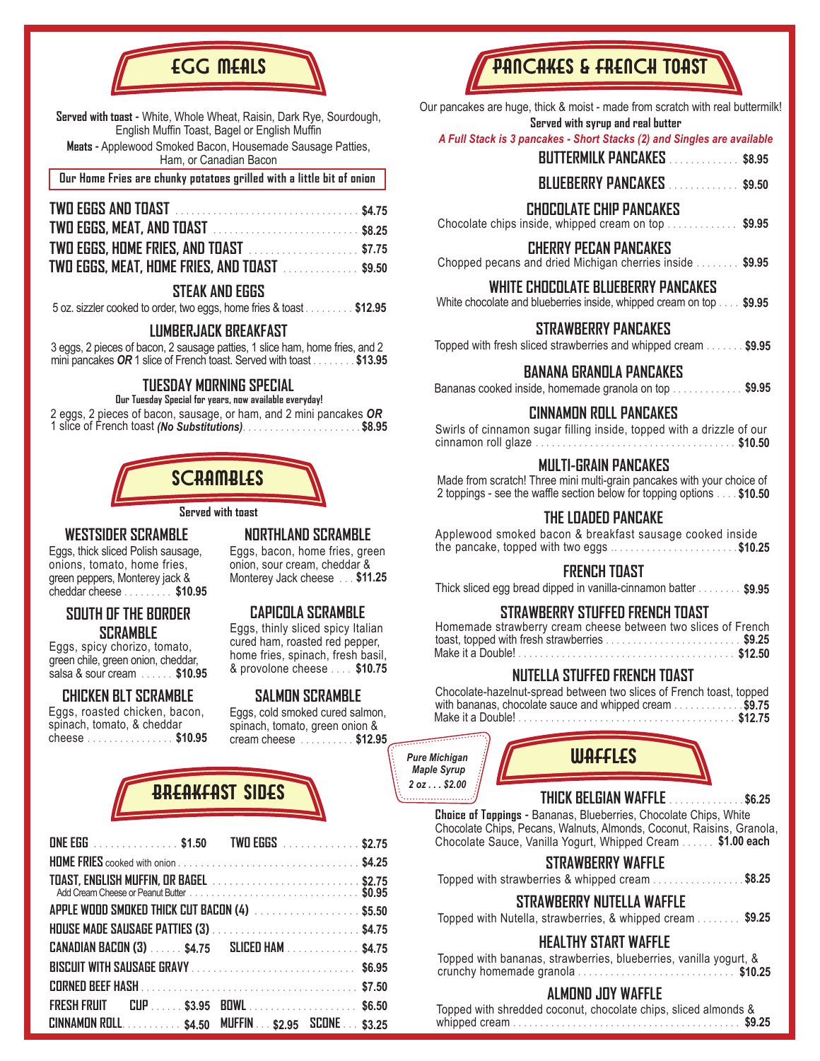## EGG MEALS

**Served with toast -** White, Whole Wheat, Raisin, Dark Rye, Sourdough, English Muffin Toast, Bagel or English Muffin

**Meats -** Applewood Smoked Bacon, Housemade Sausage Patties, Ham, or Canadian Bacon

**Our Home Fries are chunky potatoes grilled with a little bit of onion**

**TWO EGGS AND TOAST** .......... **$4.75**

**TWO EGGS, MEAT, AND TOAST** .......... **$8.25**

**TWO EGGS, HOME FRIES, AND TOAST** .......... **$7.75**

**TWO EGGS, MEAT, HOME FRIES, AND TOAST** .......... **$9.50**

### STEAK AND EGGS
5 oz. sizzler cooked to order, two eggs, home fries & toast .......... **$12.95**

### LUMBERJACK BREAKFAST
3 eggs, 2 pieces of bacon, 2 sausage patties, 1 slice ham, home fries, and 2 mini pancakes ***OR*** 1 slice of French toast. Served with toast .......... **$13.95**

### TUESDAY MORNING SPECIAL
**Our Tuesday Special for years, now available everyday!**

2 eggs, 2 pieces of bacon, sausage, or ham, and 2 mini pancakes ***OR*** 1 slice of French toast ***(No Substitutions)*** .......... **$8.95**

## SCRAMBLES

**Served with toast**

### WESTSIDER SCRAMBLE
Eggs, thick sliced Polish sausage, onions, tomato, home fries, green peppers, Monterey jack & cheddar cheese .......... **$10.95**

### SOUTH OF THE BORDER SCRAMBLE
Eggs, spicy chorizo, tomato, green chile, green onion, cheddar, salsa & sour cream .......... **$10.95**

### CHICKEN BLT SCRAMBLE
Eggs, roasted chicken, bacon, spinach, tomato, & cheddar cheese .......... **$10.95**

### NORTHLAND SCRAMBLE
Eggs, bacon, home fries, green onion, sour cream, cheddar & Monterey Jack cheese .......... **$11.25**

### CAPICOLA SCRAMBLE
Eggs, thinly sliced spicy Italian cured ham, roasted red pepper, home fries, spinach, fresh basil, & provolone cheese .......... **$10.75**

### SALMON SCRAMBLE
Eggs, cold smoked cured salmon, spinach, tomato, green onion & cream cheese .......... **$12.95**

## BREAKFAST SIDES

**ONE EGG** .......... **$1.50** | **TWO EGGS** .......... **$2.75**

**HOME FRIES** cooked with onion .......... **$4.25**

**TOAST, ENGLISH MUFFIN, OR BAGEL** .......... **$2.75**
Add Cream Cheese or Peanut Butter .......... **$0.95**

**APPLE WOOD SMOKED THICK CUT BACON (4)** .......... **$5.50**

**HOUSE MADE SAUSAGE PATTIES (3)** .......... **$4.75**

**CANADIAN BACON (3)** .......... **$4.75** | **SLICED HAM** .......... **$4.75**

**BISCUIT WITH SAUSAGE GRAVY** .......... **$6.95**

**CORNED BEEF HASH** .......... **$7.50**

**FRESH FRUIT** — **CUP** .......... **$3.95** | **BOWL** .......... **$6.50**

**CINNAMON ROLL** .......... **$4.50** | **MUFFIN** ... **$2.95** | **SCONE** ... **$3.25**

## PANCAKES & FRENCH TOAST

Our pancakes are huge, thick & moist - made from scratch with real buttermilk!

**Served with syrup and real butter**

***A Full Stack is 3 pancakes - Short Stacks (2) and Singles are available***

**BUTTERMILK PANCAKES** .......... **$8.95**

**BLUEBERRY PANCAKES** .......... **$9.50**

### CHOCOLATE CHIP PANCAKES
Chocolate chips inside, whipped cream on top .......... **$9.95**

### CHERRY PECAN PANCAKES
Chopped pecans and dried Michigan cherries inside .......... **$9.95**

### WHITE CHOCOLATE BLUEBERRY PANCAKES
White chocolate and blueberries inside, whipped cream on top .......... **$9.95**

### STRAWBERRY PANCAKES
Topped with fresh sliced strawberries and whipped cream .......... **$9.95**

### BANANA GRANOLA PANCAKES
Bananas cooked inside, homemade granola on top .......... **$9.95**

### CINNAMON ROLL PANCAKES
Swirls of cinnamon sugar filling inside, topped with a drizzle of our cinnamon roll glaze .......... **$10.50**

### MULTI-GRAIN PANCAKES
Made from scratch! Three mini multi-grain pancakes with your choice of 2 toppings - see the waffle section below for topping options .......... **$10.50**

### THE LOADED PANCAKE
Applewood smoked bacon & breakfast sausage cooked inside the pancake, topped with two eggs .......... **$10.25**

### FRENCH TOAST
Thick sliced egg bread dipped in vanilla-cinnamon batter .......... **$9.95**

### STRAWBERRY STUFFED FRENCH TOAST
Homemade strawberry cream cheese between two slices of French toast, topped with fresh strawberries .......... **$9.25**
Make it a Double! .......... **$12.50**

### NUTELLA STUFFED FRENCH TOAST
Chocolate-hazelnut-spread between two slices of French toast, topped with bananas, chocolate sauce and whipped cream .......... **$9.75**
Make it a Double! .......... **$12.75**

***Pure Michigan Maple Syrup 2 oz . . . $2.00***

## WAFFLES

**THICK BELGIAN WAFFLE** .......... **$6.25**

**Choice of Toppings -** Bananas, Blueberries, Chocolate Chips, White Chocolate Chips, Pecans, Walnuts, Almonds, Coconut, Raisins, Granola, Chocolate Sauce, Vanilla Yogurt, Whipped Cream .......... **$1.00 each**

### STRAWBERRY WAFFLE
Topped with strawberries & whipped cream .......... **$8.25**

### STRAWBERRY NUTELLA WAFFLE
Topped with Nutella, strawberries, & whipped cream .......... **$9.25**

### HEALTHY START WAFFLE
Topped with bananas, strawberries, blueberries, vanilla yogurt, & crunchy homemade granola .......... **$10.25**

### ALMOND JOY WAFFLE
Topped with shredded coconut, chocolate chips, sliced almonds & whipped cream .......... **$9.25**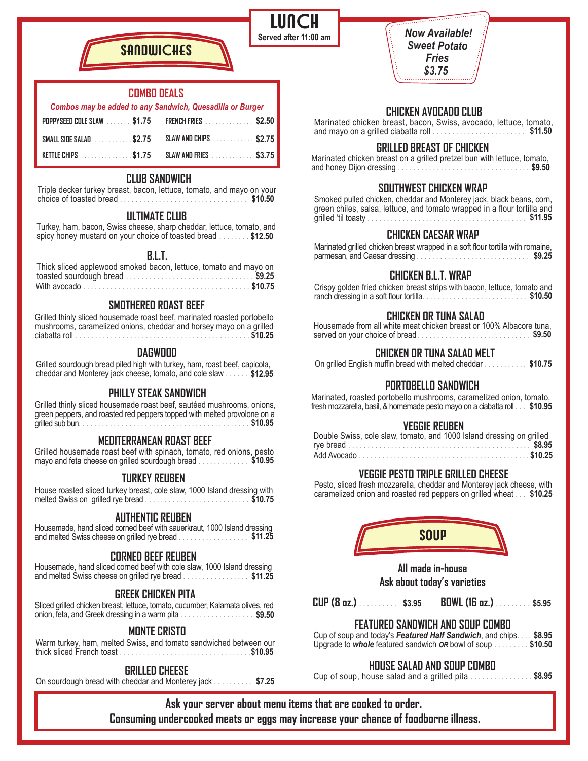# LUNCH

Served after 11:00 am

*Now Available! Sweet Potato Fries $3.75*

## SANDWICHES

### COMBO DEALS

*Combos may be added to any Sandwich, Quesadilla or Burger*

| | | | |
|---|---|---|---|
| POPPYSEED COLE SLAW | $1.75 | FRENCH FRIES | $2.50 |
| SMALL SIDE SALAD | $2.75 | SLAW AND CHIPS | $2.75 |
| KETTLE CHIPS | $1.75 | SLAW AND FRIES | $3.75 |

### CLUB SANDWICH

Triple decker turkey breast, bacon, lettuce, tomato, and mayo on your choice of toasted bread ..... **$10.50**

### ULTIMATE CLUB

Turkey, ham, bacon, Swiss cheese, sharp cheddar, lettuce, tomato, and spicy honey mustard on your choice of toasted bread ..... **$12.50**

### B.L.T.

Thick sliced applewood smoked bacon, lettuce, tomato and mayo on toasted sourdough bread ..... **$9.25**
With avocado ..... **$10.75**

### SMOTHERED ROAST BEEF

Grilled thinly sliced housemade roast beef, marinated roasted portobello mushrooms, caramelized onions, cheddar and horsey mayo on a grilled ciabatta roll ..... **$10.25**

### DAGWOOD

Grilled sourdough bread piled high with turkey, ham, roast beef, capicola, cheddar and Monterey jack cheese, tomato, and cole slaw ..... **$12.95**

### PHILLY STEAK SANDWICH

Grilled thinly sliced housemade roast beef, sautéed mushrooms, onions, green peppers, and roasted red peppers topped with melted provolone on a grilled sub bun ..... **$10.95**

### MEDITERRANEAN ROAST BEEF

Grilled housemade roast beef with spinach, tomato, red onions, pesto mayo and feta cheese on grilled sourdough bread ..... **$10.95**

### TURKEY REUBEN

House roasted sliced turkey breast, cole slaw, 1000 Island dressing with melted Swiss on grilled rye bread ..... **$10.75**

### AUTHENTIC REUBEN

Housemade, hand sliced corned beef with sauerkraut, 1000 Island dressing and melted Swiss cheese on grilled rye bread ..... **$11.25**

### CORNED BEEF REUBEN

Housemade, hand sliced corned beef with cole slaw, 1000 Island dressing and melted Swiss cheese on grilled rye bread ..... **$11.25**

### GREEK CHICKEN PITA

Sliced grilled chicken breast, lettuce, tomato, cucumber, Kalamata olives, red onion, feta, and Greek dressing in a warm pita ..... **$9.50**

### MONTE CRISTO

Warm turkey, ham, melted Swiss, and tomato sandwiched between our thick sliced French toast ..... **$10.95**

### GRILLED CHEESE

On sourdough bread with cheddar and Monterey jack ..... **$7.25**

### CHICKEN AVOCADO CLUB

Marinated chicken breast, bacon, Swiss, avocado, lettuce, tomato, and mayo on a grilled ciabatta roll ..... **$11.50**

### GRILLED BREAST OF CHICKEN

Marinated chicken breast on a grilled pretzel bun with lettuce, tomato, and honey Dijon dressing ..... **$9.50**

### SOUTHWEST CHICKEN WRAP

Smoked pulled chicken, cheddar and Monterey jack, black beans, corn, green chiles, salsa, lettuce, and tomato wrapped in a flour tortilla and grilled 'til toasty ..... **$11.95**

### CHICKEN CAESAR WRAP

Marinated grilled chicken breast wrapped in a soft flour tortilla with romaine, parmesan, and Caesar dressing ..... **$9.25**

### CHICKEN B.L.T. WRAP

Crispy golden fried chicken breast strips with bacon, lettuce, tomato and ranch dressing in a soft flour tortilla ..... **$10.50**

### CHICKEN OR TUNA SALAD

Housemade from all white meat chicken breast or 100% Albacore tuna, served on your choice of bread ..... **$9.50**

### CHICKEN OR TUNA SALAD MELT

On grilled English muffin bread with melted cheddar ..... **$10.75**

### PORTOBELLO SANDWICH

Marinated, roasted portobello mushrooms, caramelized onion, tomato, fresh mozzarella, basil, & homemade pesto mayo on a ciabatta roll ..... **$10.95**

### VEGGIE REUBEN

Double Swiss, cole slaw, tomato, and 1000 Island dressing on grilled rye bread ..... **$8.95**
Add Avocado ..... **$10.25**

### VEGGIE PESTO TRIPLE GRILLED CHEESE

Pesto, sliced fresh mozzarella, cheddar and Monterey jack cheese, with caramelized onion and roasted red peppers on grilled wheat ..... **$10.25**

## SOUP

**All made in-house**
**Ask about today's varieties**

**CUP (8 oz.)** ..... **$3.95** **BOWL (16 oz.)** ..... **$5.95**

### FEATURED SANDWICH AND SOUP COMBO

Cup of soup and today's ***Featured Half Sandwich***, and chips ..... **$8.95**
Upgrade to ***whole*** featured sandwich ***OR*** bowl of soup ..... **$10.50**

### HOUSE SALAD AND SOUP COMBO

Cup of soup, house salad and a grilled pita ..... **$8.95**

**Ask your server about menu items that are cooked to order.**
**Consuming undercooked meats or eggs may increase your chance of foodborne illness.**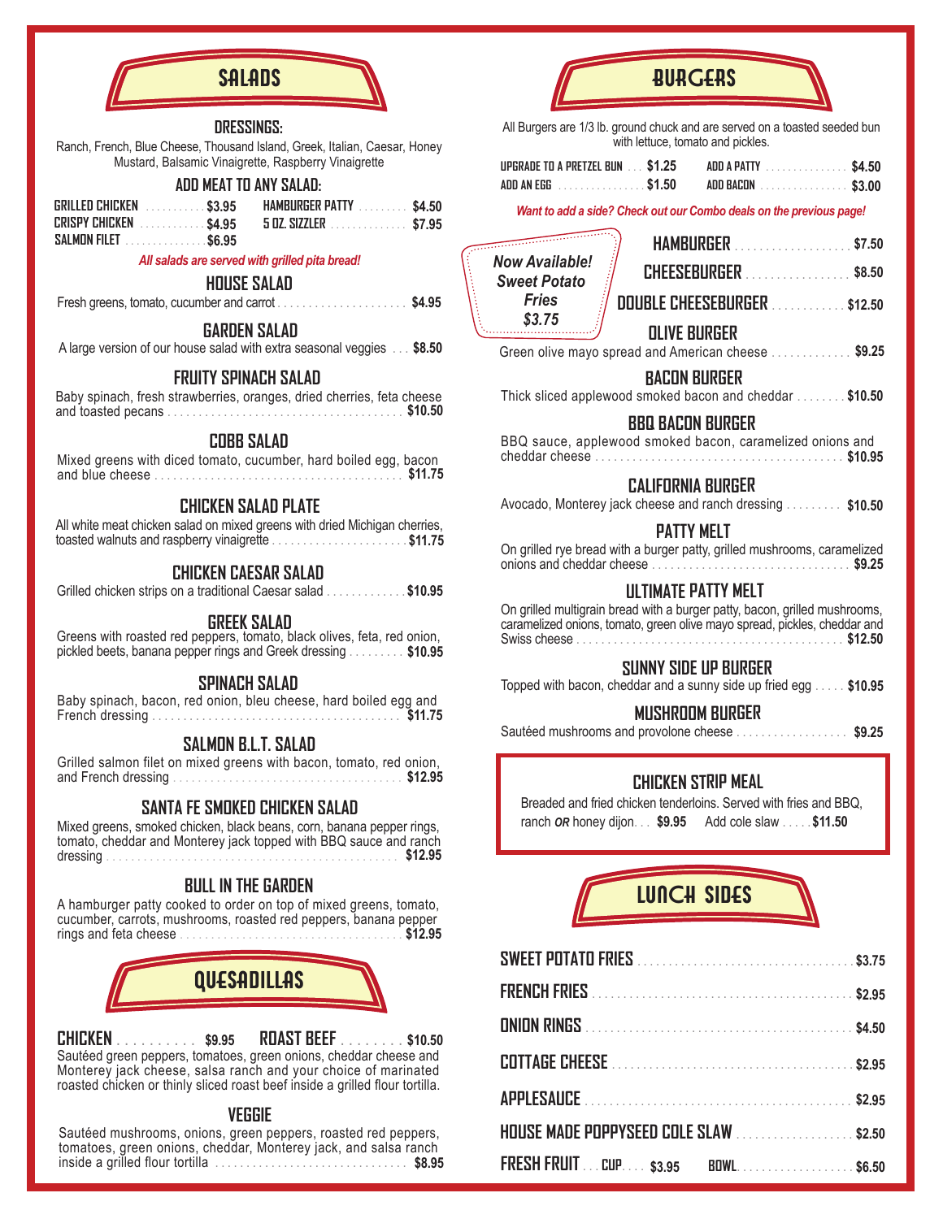# SALADS

## DRESSINGS:

Ranch, French, Blue Cheese, Thousand Island, Greek, Italian, Caesar, Honey Mustard, Balsamic Vinaigrette, Raspberry Vinaigrette

## ADD MEAT TO ANY SALAD:

| | | | |
|---|---|---|---|
| GRILLED CHICKEN | $3.95 | HAMBURGER PATTY | $4.50 |
| CRISPY CHICKEN | $4.95 | 5 OZ. SIZZLER | $7.95 |
| SALMON FILET | $6.95 | | |

*All salads are served with grilled pita bread!*

### HOUSE SALAD
Fresh greens, tomato, cucumber and carrot ..... $4.95

### GARDEN SALAD
A large version of our house salad with extra seasonal veggies ..... $8.50

### FRUITY SPINACH SALAD
Baby spinach, fresh strawberries, oranges, dried cherries, feta cheese and toasted pecans ..... $10.50

### COBB SALAD
Mixed greens with diced tomato, cucumber, hard boiled egg, bacon and blue cheese ..... $11.75

### CHICKEN SALAD PLATE
All white meat chicken salad on mixed greens with dried Michigan cherries, toasted walnuts and raspberry vinaigrette ..... $11.75

### CHICKEN CAESAR SALAD
Grilled chicken strips on a traditional Caesar salad ..... $10.95

### GREEK SALAD
Greens with roasted red peppers, tomato, black olives, feta, red onion, pickled beets, banana pepper rings and Greek dressing ..... $10.95

### SPINACH SALAD
Baby spinach, bacon, red onion, bleu cheese, hard boiled egg and French dressing ..... $11.75

### SALMON B.L.T. SALAD
Grilled salmon filet on mixed greens with bacon, tomato, red onion, and French dressing ..... $12.95

### SANTA FE SMOKED CHICKEN SALAD
Mixed greens, smoked chicken, black beans, corn, banana pepper rings, tomato, cheddar and Monterey jack topped with BBQ sauce and ranch dressing ..... $12.95

### BULL IN THE GARDEN
A hamburger patty cooked to order on top of mixed greens, tomato, cucumber, carrots, mushrooms, roasted red peppers, banana pepper rings and feta cheese ..... $12.95

# QUESADILLAS

### CHICKEN ..... $9.95 ROAST BEEF ..... $10.50
Sautéed green peppers, tomatoes, green onions, cheddar cheese and Monterey jack cheese, salsa ranch and your choice of marinated roasted chicken or thinly sliced roast beef inside a grilled flour tortilla.

### VEGGIE
Sautéed mushrooms, onions, green peppers, roasted red peppers, tomatoes, green onions, cheddar, Monterey jack, and salsa ranch inside a grilled flour tortilla ..... $8.95

# BURGERS

All Burgers are 1/3 lb. ground chuck and are served on a toasted seeded bun with lettuce, tomato and pickles.

| | | | |
|---|---|---|---|
| UPGRADE TO A PRETZEL BUN | $1.25 | ADD A PATTY | $4.50 |
| ADD AN EGG | $1.50 | ADD BACON | $3.00 |

*Want to add a side? Check out our Combo deals on the previous page!*

*Now Available! Sweet Potato Fries $3.75*

### HAMBURGER ..... $7.50
### CHEESEBURGER ..... $8.50
### DOUBLE CHEESEBURGER ..... $12.50

### OLIVE BURGER
Green olive mayo spread and American cheese ..... $9.25

### BACON BURGER
Thick sliced applewood smoked bacon and cheddar ..... $10.50

### BBQ BACON BURGER
BBQ sauce, applewood smoked bacon, caramelized onions and cheddar cheese ..... $10.95

### CALIFORNIA BURGER
Avocado, Monterey jack cheese and ranch dressing ..... $10.50

### PATTY MELT
On grilled rye bread with a burger patty, grilled mushrooms, caramelized onions and cheddar cheese ..... $9.25

### ULTIMATE PATTY MELT
On grilled multigrain bread with a burger patty, bacon, grilled mushrooms, caramelized onions, tomato, green olive mayo spread, pickles, cheddar and Swiss cheese ..... $12.50

### SUNNY SIDE UP BURGER
Topped with bacon, cheddar and a sunny side up fried egg ..... $10.95

### MUSHROOM BURGER
Sautéed mushrooms and provolone cheese ..... $9.25

### CHICKEN STRIP MEAL
Breaded and fried chicken tenderloins. Served with fries and BBQ, ranch *OR* honey dijon... $9.95 Add cole slaw ..... $11.50

# LUNCH SIDES

| | |
|---|---|
| SWEET POTATO FRIES | $3.75 |
| FRENCH FRIES | $2.95 |
| ONION RINGS | $4.50 |
| COTTAGE CHEESE | $2.95 |
| APPLESAUCE | $2.95 |
| HOUSE MADE POPPYSEED COLE SLAW | $2.50 |
| FRESH FRUIT ... CUP .... $3.95 BOWL | $6.50 |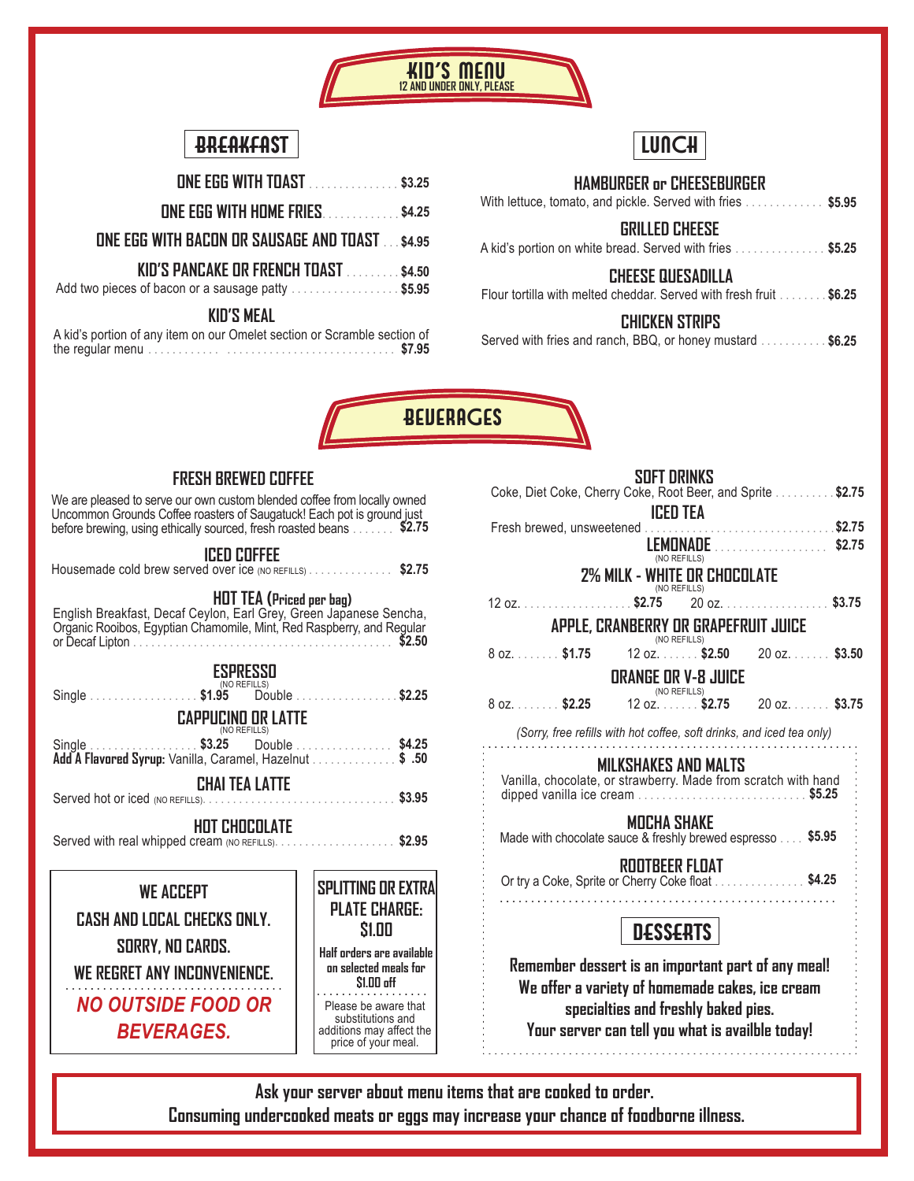# KID'S MENU

12 AND UNDER ONLY, PLEASE

## BREAKFAST

**ONE EGG WITH TOAST** ............... **$3.25**

**ONE EGG WITH HOME FRIES** ............ **$4.25**

**ONE EGG WITH BACON OR SAUSAGE AND TOAST** ... **$4.95**

**KID'S PANCAKE OR FRENCH TOAST** ......... **$4.50**

Add two pieces of bacon or a sausage patty .................. **$5.95**

**KID'S MEAL**

A kid's portion of any item on our Omelet section or Scramble section of the regular menu ............ ............................ **$7.95**

## LUNCH

**HAMBURGER or CHEESEBURGER**

With lettuce, tomato, and pickle. Served with fries ............. **$5.95**

**GRILLED CHEESE**

A kid's portion on white bread. Served with fries ............... **$5.25**

**CHEESE QUESADILLA**

Flour tortilla with melted cheddar. Served with fresh fruit ........ **$6.25**

**CHICKEN STRIPS**

Served with fries and ranch, BBQ, or honey mustard ........... **$6.25**

# BEVERAGES

**FRESH BREWED COFFEE**

We are pleased to serve our own custom blended coffee from locally owned Uncommon Grounds Coffee roasters of Saugatuck! Each pot is ground just before brewing, using ethically sourced, fresh roasted beans ....... **$2.75**

**ICED COFFEE**

Housemade cold brew served over ice (NO REFILLS) .............. **$2.75**

**HOT TEA (Priced per bag)**

English Breakfast, Decaf Ceylon, Earl Grey, Green Japanese Sencha, Organic Rooibos, Egyptian Chamomile, Mint, Red Raspberry, and Regular or Decaf Lipton ........................................... **$2.50**

**ESPRESSO**
(NO REFILLS)

Single .................. **$1.95** Double .................. **$2.25**

**CAPPUCINO OR LATTE**
(NO REFILLS)

Single .................. **$3.25** Double ................ **$4.25**

**Add A Flavored Syrup:** Vanilla, Caramel, Hazelnut .............. **$ .50**

**CHAI TEA LATTE**

Served hot or iced (NO REFILLS)................................ **$3.95**

**HOT CHOCOLATE**

Served with real whipped cream (NO REFILLS).................... **$2.95**

**WE ACCEPT CASH AND LOCAL CHECKS ONLY. SORRY, NO CARDS. WE REGRET ANY INCONVENIENCE.**

***NO OUTSIDE FOOD OR BEVERAGES.***

**SPLITTING OR EXTRA PLATE CHARGE: $1.00**

**Half orders are available on selected meals for $1.00 off**

Please be aware that substitutions and additions may affect the price of your meal.

**SOFT DRINKS**

Coke, Diet Coke, Cherry Coke, Root Beer, and Sprite .......... **$2.75**

**ICED TEA**

Fresh brewed, unsweetened ................................ **$2.75**

**LEMONADE** .................. **$2.75**
(NO REFILLS)

**2% MILK - WHITE OR CHOCOLATE**
(NO REFILLS)

12 oz. .................. **$2.75** 20 oz. ................. **$3.75**

**APPLE, CRANBERRY OR GRAPEFRUIT JUICE**
(NO REFILLS)

8 oz. ....... **$1.75** 12 oz. ...... **$2.50** 20 oz. ...... **$3.50**

**ORANGE OR V-8 JUICE**
(NO REFILLS)

8 oz. ....... **$2.25** 12 oz. ...... **$2.75** 20 oz. ...... **$3.75**

*(Sorry, free refills with hot coffee, soft drinks, and iced tea only)*

**MILKSHAKES AND MALTS**

Vanilla, chocolate, or strawberry. Made from scratch with hand dipped vanilla ice cream ............................ **$5.25**

**MOCHA SHAKE**

Made with chocolate sauce & freshly brewed espresso .... **$5.95**

**ROOTBEER FLOAT**

Or try a Coke, Sprite or Cherry Coke float ............... **$4.25**

## DESSERTS

**Remember dessert is an important part of any meal! We offer a variety of homemade cakes, ice cream specialties and freshly baked pies. Your server can tell you what is availble today!**

**Ask your server about menu items that are cooked to order. Consuming undercooked meats or eggs may increase your chance of foodborne illness.**